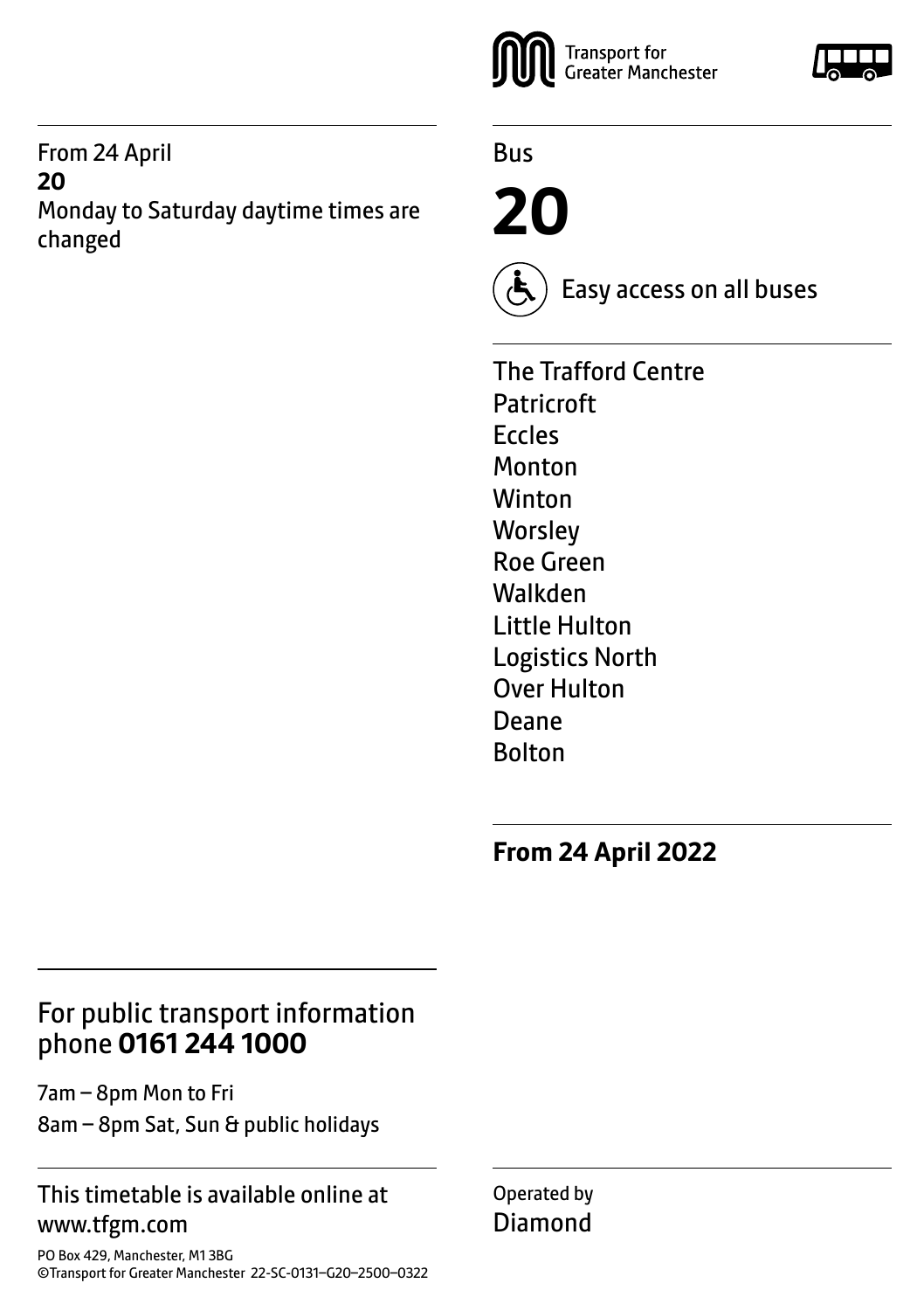From 24 April
**20**
Monday to Saturday daytime times are changed

Transport for Greater Manchester

Bus

# 20

Easy access on all buses

The Trafford Centre
Patricroft
Eccles
Monton
Winton
Worsley
Roe Green
Walkden
Little Hulton
Logistics North
Over Hulton
Deane
Bolton

**From 24 April 2022**

## For public transport information phone **0161 244 1000**

7am – 8pm Mon to Fri
8am – 8pm Sat, Sun & public holidays

This timetable is available online at www.tfgm.com

PO Box 429, Manchester, M1 3BG
©Transport for Greater Manchester 22-SC-0131–G20–2500–0322

Operated by
Diamond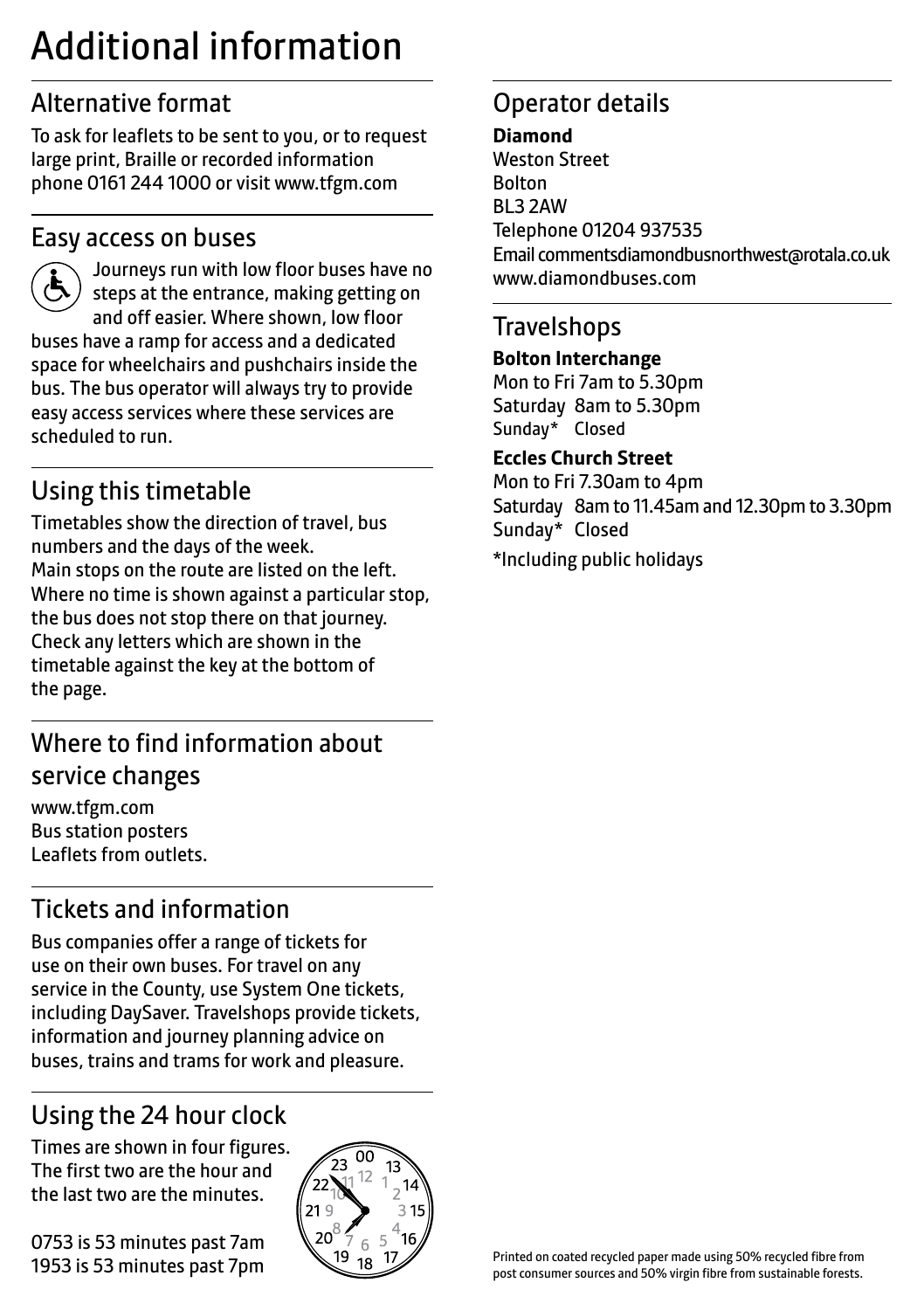# Additional information

## Alternative format

To ask for leaflets to be sent to you, or to request large print, Braille or recorded information phone 0161 244 1000 or visit www.tfgm.com

## Easy access on buses

Journeys run with low floor buses have no steps at the entrance, making getting on and off easier. Where shown, low floor buses have a ramp for access and a dedicated space for wheelchairs and pushchairs inside the bus. The bus operator will always try to provide easy access services where these services are scheduled to run.

## Using this timetable

Timetables show the direction of travel, bus numbers and the days of the week.
Main stops on the route are listed on the left. Where no time is shown against a particular stop, the bus does not stop there on that journey. Check any letters which are shown in the timetable against the key at the bottom of the page.

## Where to find information about service changes

www.tfgm.com
Bus station posters
Leaflets from outlets.

## Tickets and information

Bus companies offer a range of tickets for use on their own buses. For travel on any service in the County, use System One tickets, including DaySaver. Travelshops provide tickets, information and journey planning advice on buses, trains and trams for work and pleasure.

## Using the 24 hour clock

Times are shown in four figures. The first two are the hour and the last two are the minutes.

0753 is 53 minutes past 7am
1953 is 53 minutes past 7pm

## Operator details

**Diamond**
Weston Street
Bolton
BL3 2AW
Telephone 01204 937535
Email commentsdiamondbusnorthwest@rotala.co.uk
www.diamondbuses.com

## Travelshops

**Bolton Interchange**
Mon to Fri 7am to 5.30pm
Saturday 8am to 5.30pm
Sunday* Closed

**Eccles Church Street**
Mon to Fri 7.30am to 4pm
Saturday 8am to 11.45am and 12.30pm to 3.30pm
Sunday* Closed

*Including public holidays

Printed on coated recycled paper made using 50% recycled fibre from post consumer sources and 50% virgin fibre from sustainable forests.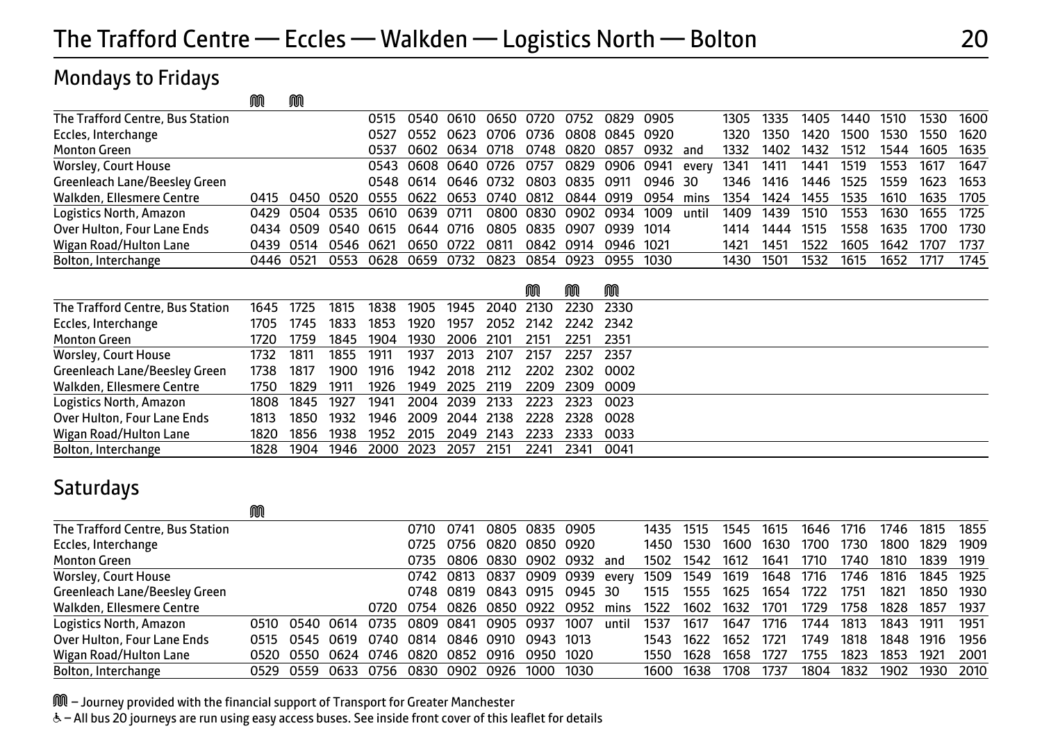# The Trafford Centre — Eccles — Walkden — Logistics North — Bolton 20

## Mondays to Fridays

| | M | M | | | | | | | | | | | | | | | | | |
|---|---|---|---|---|---|---|---|---|---|---|---|---|---|---|---|---|---|---|---|
| The Trafford Centre, Bus Station | | | | 0515 | 0540 | 0610 | 0650 | 0720 | 0752 | 0829 | 0905 | | 1305 | 1335 | 1405 | 1440 | 1510 | 1530 | 1600 |
| Eccles, Interchange | | | | 0527 | 0552 | 0623 | 0706 | 0736 | 0808 | 0845 | 0920 | | 1320 | 1350 | 1420 | 1500 | 1530 | 1550 | 1620 |
| Monton Green | | | | 0537 | 0602 | 0634 | 0718 | 0748 | 0820 | 0857 | 0932 | and | 1332 | 1402 | 1432 | 1512 | 1544 | 1605 | 1635 |
| Worsley, Court House | | | | 0543 | 0608 | 0640 | 0726 | 0757 | 0829 | 0906 | 0941 | every | 1341 | 1411 | 1441 | 1519 | 1553 | 1617 | 1647 |
| Greenleach Lane/Beesley Green | | | | 0548 | 0614 | 0646 | 0732 | 0803 | 0835 | 0911 | 0946 | 30 | 1346 | 1416 | 1446 | 1525 | 1559 | 1623 | 1653 |
| Walkden, Ellesmere Centre | 0415 | 0450 | 0520 | 0555 | 0622 | 0653 | 0740 | 0812 | 0844 | 0919 | 0954 | mins | 1354 | 1424 | 1455 | 1535 | 1610 | 1635 | 1705 |
| Logistics North, Amazon | 0429 | 0504 | 0535 | 0610 | 0639 | 0711 | 0800 | 0830 | 0902 | 0934 | 1009 | until | 1409 | 1439 | 1510 | 1553 | 1630 | 1655 | 1725 |
| Over Hulton, Four Lane Ends | 0434 | 0509 | 0540 | 0615 | 0644 | 0716 | 0805 | 0835 | 0907 | 0939 | 1014 | | 1414 | 1444 | 1515 | 1558 | 1635 | 1700 | 1730 |
| Wigan Road/Hulton Lane | 0439 | 0514 | 0546 | 0621 | 0650 | 0722 | 0811 | 0842 | 0914 | 0946 | 1021 | | 1421 | 1451 | 1522 | 1605 | 1642 | 1707 | 1737 |
| Bolton, Interchange | 0446 | 0521 | 0553 | 0628 | 0659 | 0732 | 0823 | 0854 | 0923 | 0955 | 1030 | | 1430 | 1501 | 1532 | 1615 | 1652 | 1717 | 1745 |

| | | | | | | | | M | M | M |
|---|---|---|---|---|---|---|---|---|---|---|
| The Trafford Centre, Bus Station | 1645 | 1725 | 1815 | 1838 | 1905 | 1945 | 2040 | 2130 | 2230 | 2330 |
| Eccles, Interchange | 1705 | 1745 | 1833 | 1853 | 1920 | 1957 | 2052 | 2142 | 2242 | 2342 |
| Monton Green | 1720 | 1759 | 1845 | 1904 | 1930 | 2006 | 2101 | 2151 | 2251 | 2351 |
| Worsley, Court House | 1732 | 1811 | 1855 | 1911 | 1937 | 2013 | 2107 | 2157 | 2257 | 2357 |
| Greenleach Lane/Beesley Green | 1738 | 1817 | 1900 | 1916 | 1942 | 2018 | 2112 | 2202 | 2302 | 0002 |
| Walkden, Ellesmere Centre | 1750 | 1829 | 1911 | 1926 | 1949 | 2025 | 2119 | 2209 | 2309 | 0009 |
| Logistics North, Amazon | 1808 | 1845 | 1927 | 1941 | 2004 | 2039 | 2133 | 2223 | 2323 | 0023 |
| Over Hulton, Four Lane Ends | 1813 | 1850 | 1932 | 1946 | 2009 | 2044 | 2138 | 2228 | 2328 | 0028 |
| Wigan Road/Hulton Lane | 1820 | 1856 | 1938 | 1952 | 2015 | 2049 | 2143 | 2233 | 2333 | 0033 |
| Bolton, Interchange | 1828 | 1904 | 1946 | 2000 | 2023 | 2057 | 2151 | 2241 | 2341 | 0041 |

## Saturdays

| | M | | | | | | | | | | | | | | | | | | |
|---|---|---|---|---|---|---|---|---|---|---|---|---|---|---|---|---|---|---|---|
| The Trafford Centre, Bus Station | | | | | 0710 | 0741 | 0805 | 0835 | 0905 | | 1435 | 1515 | 1545 | 1615 | 1646 | 1716 | 1746 | 1815 | 1855 |
| Eccles, Interchange | | | | | 0725 | 0756 | 0820 | 0850 | 0920 | | 1450 | 1530 | 1600 | 1630 | 1700 | 1730 | 1800 | 1829 | 1909 |
| Monton Green | | | | | 0735 | 0806 | 0830 | 0902 | 0932 | and | 1502 | 1542 | 1612 | 1641 | 1710 | 1740 | 1810 | 1839 | 1919 |
| Worsley, Court House | | | | | 0742 | 0813 | 0837 | 0909 | 0939 | every | 1509 | 1549 | 1619 | 1648 | 1716 | 1746 | 1816 | 1845 | 1925 |
| Greenleach Lane/Beesley Green | | | | | 0748 | 0819 | 0843 | 0915 | 0945 | 30 | 1515 | 1555 | 1625 | 1654 | 1722 | 1751 | 1821 | 1850 | 1930 |
| Walkden, Ellesmere Centre | | | | 0720 | 0754 | 0826 | 0850 | 0922 | 0952 | mins | 1522 | 1602 | 1632 | 1701 | 1729 | 1758 | 1828 | 1857 | 1937 |
| Logistics North, Amazon | 0510 | 0540 | 0614 | 0735 | 0809 | 0841 | 0905 | 0937 | 1007 | until | 1537 | 1617 | 1647 | 1716 | 1744 | 1813 | 1843 | 1911 | 1951 |
| Over Hulton, Four Lane Ends | 0515 | 0545 | 0619 | 0740 | 0814 | 0846 | 0910 | 0943 | 1013 | | 1543 | 1622 | 1652 | 1721 | 1749 | 1818 | 1848 | 1916 | 1956 |
| Wigan Road/Hulton Lane | 0520 | 0550 | 0624 | 0746 | 0820 | 0852 | 0916 | 0950 | 1020 | | 1550 | 1628 | 1658 | 1727 | 1755 | 1823 | 1853 | 1921 | 2001 |
| Bolton, Interchange | 0529 | 0559 | 0633 | 0756 | 0830 | 0902 | 0926 | 1000 | 1030 | | 1600 | 1638 | 1708 | 1737 | 1804 | 1832 | 1902 | 1930 | 2010 |

M – Journey provided with the financial support of Transport for Greater Manchester

♿ – All bus 20 journeys are run using easy access buses. See inside front cover of this leaflet for details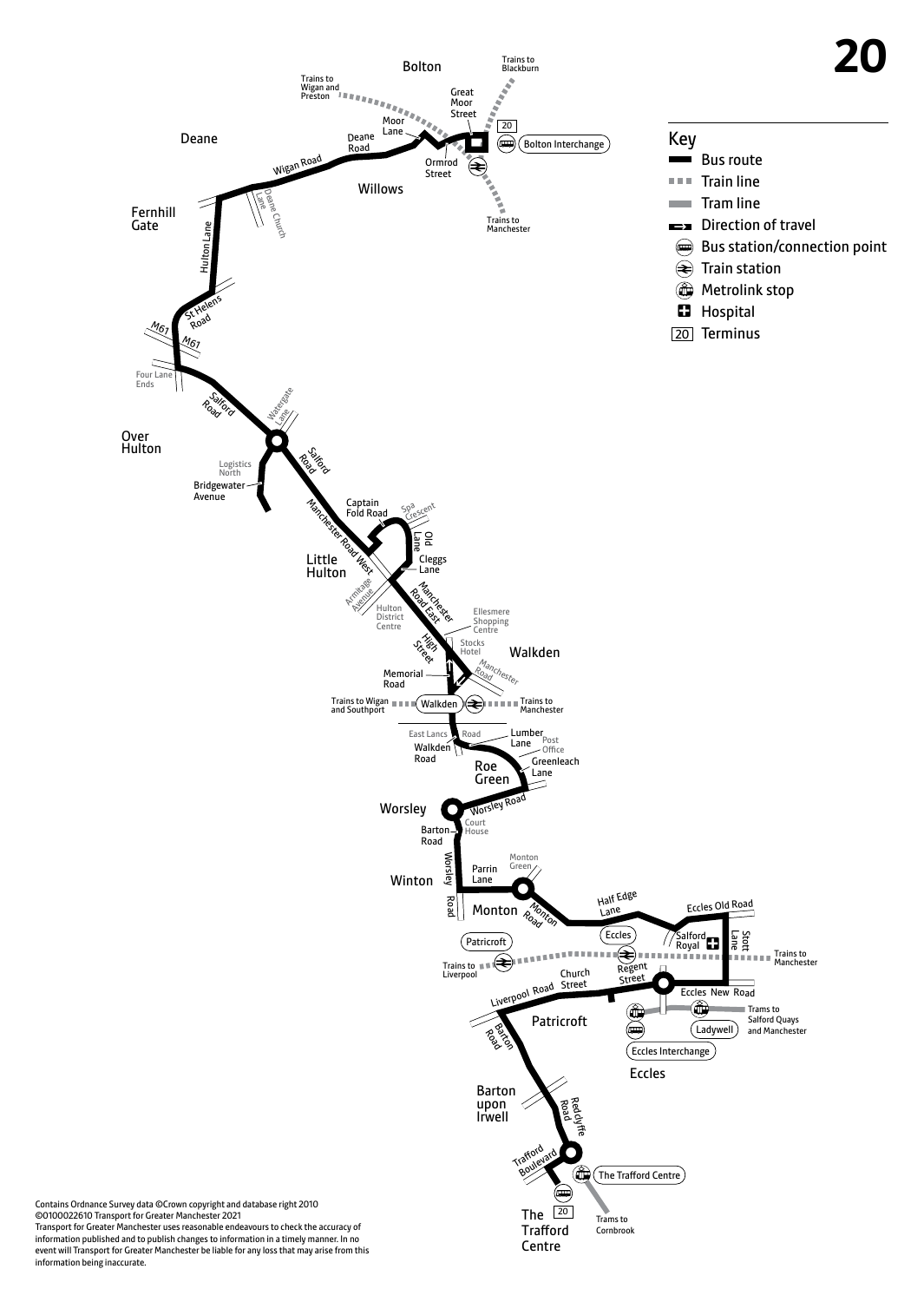# 20

## Key

- Bus route
- Train line
- Tram line
- Direction of travel
- Bus station/connection point
- Train station
- Metrolink stop
- Hospital
- 20 Terminus

Bolton
Trains to Blackburn
Trains to Wigan and Preston
Great Moor Street
Moor Lane
20
Bolton Interchange
Deane
Deane Road
Ormrod Street
Wigan Road
Willows
Deane Church Lane
Trains to Manchester
Fernhill Gate
Hulton Lane
St Helens Road
M61
M61
Four Lane Ends
Salford Road
Watergate Lane
Over Hulton
Salford Road
Logistics North
Bridgewater Avenue
Captain Fold Road
Spa Crescent
Old Lane
Manchester Road West
Little Hulton
Cleggs Lane
Armitage Avenue
Manchester Road East
Hulton District Centre
Ellesmere Shopping Centre
High Street
Stocks Hotel
Walkden
Manchester Road
Memorial Road
Trains to Wigan and Southport
Walkden
Trains to Manchester
East Lancs Road
Walkden Road
Lumber Lane
Post Office
Greenleach Lane
Roe Green
Worsley
Worsley Road
Court House
Barton Road
Worsley Road
Monton Green
Parrin Lane
Winton
Monton
Monton Road
Half Edge Lane
Eccles Old Road
Patricroft
Eccles
Salford Royal
Stott Lane
Trains to Manchester
Trains to Liverpool
Church Street
Regent Street
Liverpool Road
Eccles New Road
Patricroft
Trams to Salford Quays and Manchester
Ladywell
Barton Road
Eccles Interchange
Eccles
Barton upon Irwell
Redclyffe Road
Trafford Boulevard
The Trafford Centre
The Trafford Centre
20
Trams to Cornbrook

Contains Ordnance Survey data ©Crown copyright and database right 2010
©0100022610 Transport for Greater Manchester 2021
Transport for Greater Manchester uses reasonable endeavours to check the accuracy of information published and to publish changes to information in a timely manner. In no event will Transport for Greater Manchester be liable for any loss that may arise from this information being inaccurate.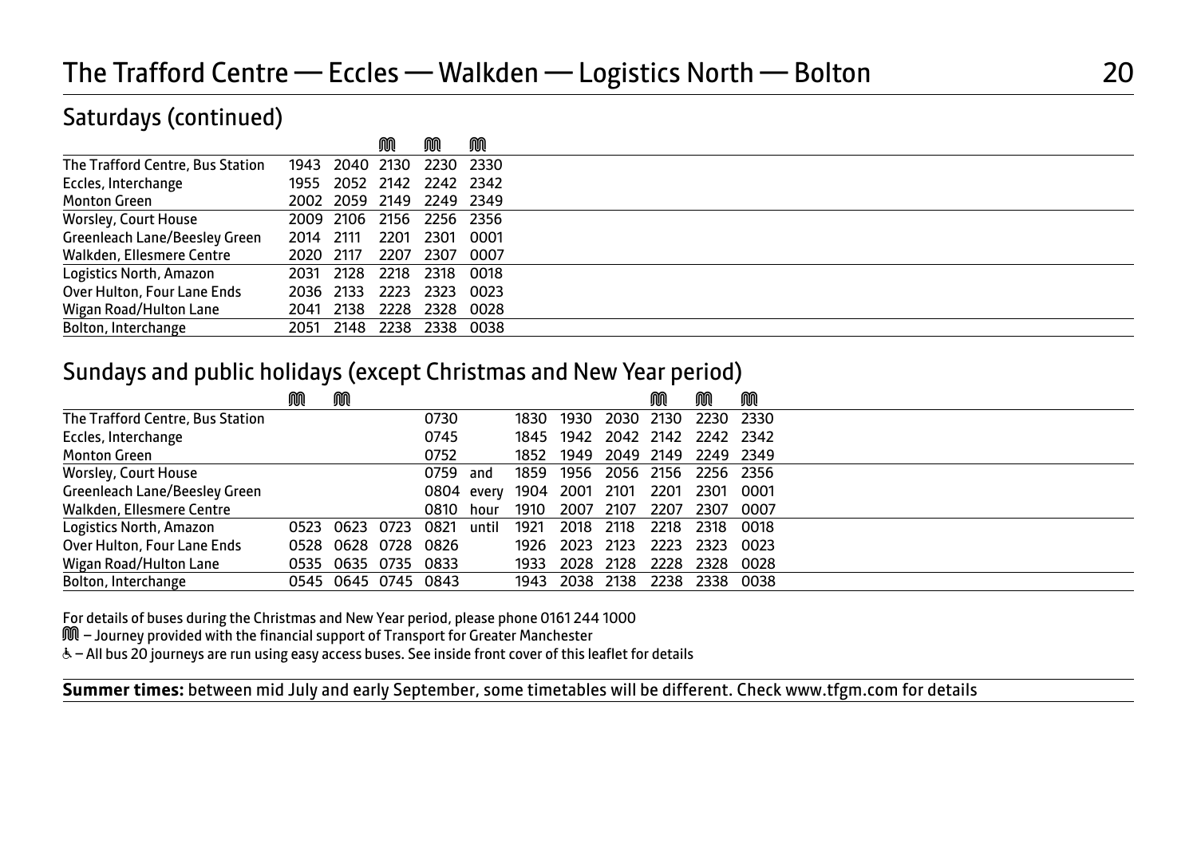# The Trafford Centre — Eccles — Walkden — Logistics North — Bolton

## Saturdays (continued)

| | | | M | M | M |
|---|---|---|---|---|---|
| The Trafford Centre, Bus Station | 1943 | 2040 | 2130 | 2230 | 2330 |
| Eccles, Interchange | 1955 | 2052 | 2142 | 2242 | 2342 |
| Monton Green | 2002 | 2059 | 2149 | 2249 | 2349 |
| Worsley, Court House | 2009 | 2106 | 2156 | 2256 | 2356 |
| Greenleach Lane/Beesley Green | 2014 | 2111 | 2201 | 2301 | 0001 |
| Walkden, Ellesmere Centre | 2020 | 2117 | 2207 | 2307 | 0007 |
| Logistics North, Amazon | 2031 | 2128 | 2218 | 2318 | 0018 |
| Over Hulton, Four Lane Ends | 2036 | 2133 | 2223 | 2323 | 0023 |
| Wigan Road/Hulton Lane | 2041 | 2138 | 2228 | 2328 | 0028 |
| Bolton, Interchange | 2051 | 2148 | 2238 | 2338 | 0038 |

## Sundays and public holidays (except Christmas and New Year period)

| | M | M | | | | | | | M | M | M |
|---|---|---|---|---|---|---|---|---|---|---|---|
| The Trafford Centre, Bus Station | | | | 0730 | | 1830 | 1930 | 2030 | 2130 | 2230 | 2330 |
| Eccles, Interchange | | | | 0745 | | 1845 | 1942 | 2042 | 2142 | 2242 | 2342 |
| Monton Green | | | | 0752 | | 1852 | 1949 | 2049 | 2149 | 2249 | 2349 |
| Worsley, Court House | | | | 0759 | and | 1859 | 1956 | 2056 | 2156 | 2256 | 2356 |
| Greenleach Lane/Beesley Green | | | | 0804 | every | 1904 | 2001 | 2101 | 2201 | 2301 | 0001 |
| Walkden, Ellesmere Centre | | | | 0810 | hour | 1910 | 2007 | 2107 | 2207 | 2307 | 0007 |
| Logistics North, Amazon | 0523 | 0623 | 0723 | 0821 | until | 1921 | 2018 | 2118 | 2218 | 2318 | 0018 |
| Over Hulton, Four Lane Ends | 0528 | 0628 | 0728 | 0826 | | 1926 | 2023 | 2123 | 2223 | 2323 | 0023 |
| Wigan Road/Hulton Lane | 0535 | 0635 | 0735 | 0833 | | 1933 | 2028 | 2128 | 2228 | 2328 | 0028 |
| Bolton, Interchange | 0545 | 0645 | 0745 | 0843 | | 1943 | 2038 | 2138 | 2238 | 2338 | 0038 |

For details of buses during the Christmas and New Year period, please phone 0161 244 1000

M – Journey provided with the financial support of Transport for Greater Manchester

♿ – All bus 20 journeys are run using easy access buses. See inside front cover of this leaflet for details

**Summer times:** between mid July and early September, some timetables will be different. Check www.tfgm.com for details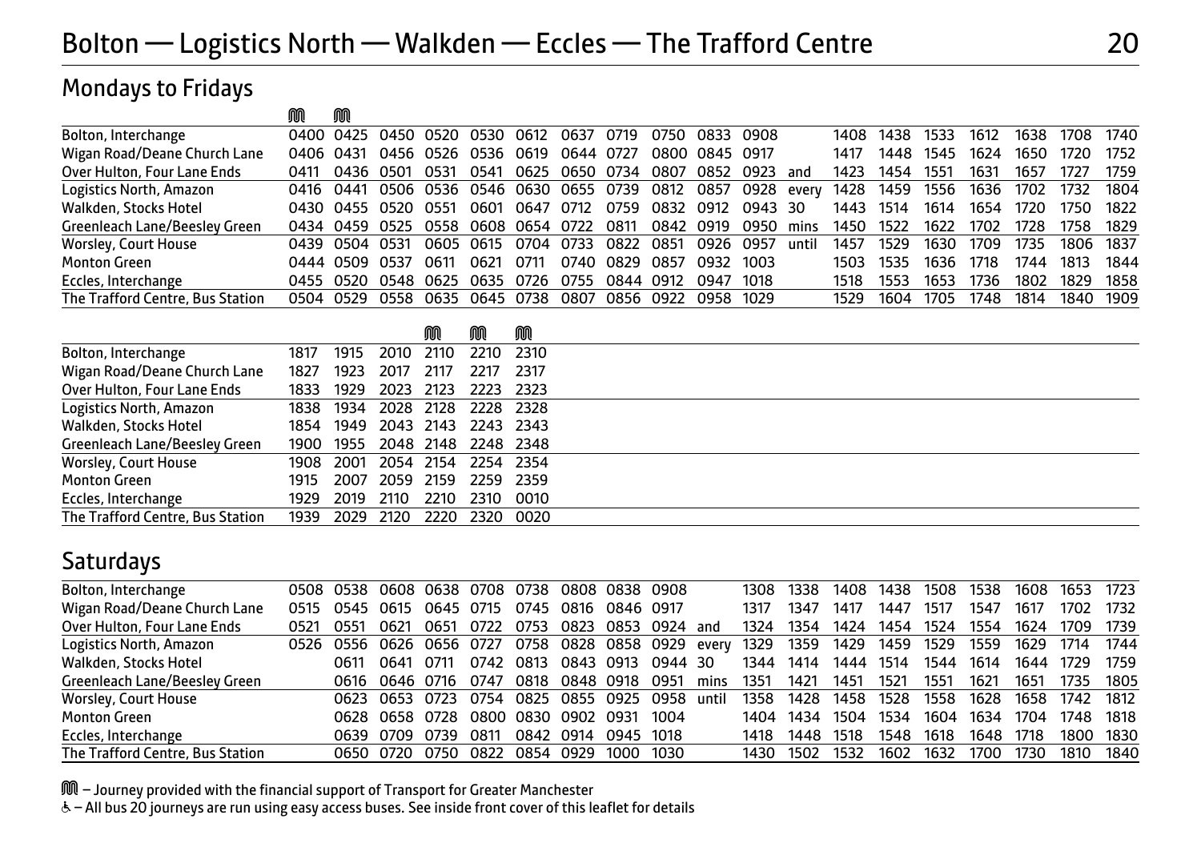# Bolton — Logistics North — Walkden — Eccles — The Trafford Centre

## Mondays to Fridays

| | M | M | | | | | | | | | | | | | | | | | | |
|---|---|---|---|---|---|---|---|---|---|---|---|---|---|---|---|---|---|---|---|---|
| Bolton, Interchange | 0400 | 0425 | 0450 | 0520 | 0530 | 0612 | 0637 | 0719 | 0750 | 0833 | 0908 | | 1408 | 1438 | 1533 | 1612 | 1638 | 1708 | 1740 |
| Wigan Road/Deane Church Lane | 0406 | 0431 | 0456 | 0526 | 0536 | 0619 | 0644 | 0727 | 0800 | 0845 | 0917 | | 1417 | 1448 | 1545 | 1624 | 1650 | 1720 | 1752 |
| Over Hulton, Four Lane Ends | 0411 | 0436 | 0501 | 0531 | 0541 | 0625 | 0650 | 0734 | 0807 | 0852 | 0923 | and | 1423 | 1454 | 1551 | 1631 | 1657 | 1727 | 1759 |
| Logistics North, Amazon | 0416 | 0441 | 0506 | 0536 | 0546 | 0630 | 0655 | 0739 | 0812 | 0857 | 0928 | every | 1428 | 1459 | 1556 | 1636 | 1702 | 1732 | 1804 |
| Walkden, Stocks Hotel | 0430 | 0455 | 0520 | 0551 | 0601 | 0647 | 0712 | 0759 | 0832 | 0912 | 0943 | 30 | 1443 | 1514 | 1614 | 1654 | 1720 | 1750 | 1822 |
| Greenleach Lane/Beesley Green | 0434 | 0459 | 0525 | 0558 | 0608 | 0654 | 0722 | 0811 | 0842 | 0919 | 0950 | mins | 1450 | 1522 | 1622 | 1702 | 1728 | 1758 | 1829 |
| Worsley, Court House | 0439 | 0504 | 0531 | 0605 | 0615 | 0704 | 0733 | 0822 | 0851 | 0926 | 0957 | until | 1457 | 1529 | 1630 | 1709 | 1735 | 1806 | 1837 |
| Monton Green | 0444 | 0509 | 0537 | 0611 | 0621 | 0711 | 0740 | 0829 | 0857 | 0932 | 1003 | | 1503 | 1535 | 1636 | 1718 | 1744 | 1813 | 1844 |
| Eccles, Interchange | 0455 | 0520 | 0548 | 0625 | 0635 | 0726 | 0755 | 0844 | 0912 | 0947 | 1018 | | 1518 | 1553 | 1653 | 1736 | 1802 | 1829 | 1858 |
| The Trafford Centre, Bus Station | 0504 | 0529 | 0558 | 0635 | 0645 | 0738 | 0807 | 0856 | 0922 | 0958 | 1029 | | 1529 | 1604 | 1705 | 1748 | 1814 | 1840 | 1909 |

| | | | | M | M | M |
|---|---|---|---|---|---|---|
| Bolton, Interchange | 1817 | 1915 | 2010 | 2110 | 2210 | 2310 |
| Wigan Road/Deane Church Lane | 1827 | 1923 | 2017 | 2117 | 2217 | 2317 |
| Over Hulton, Four Lane Ends | 1833 | 1929 | 2023 | 2123 | 2223 | 2323 |
| Logistics North, Amazon | 1838 | 1934 | 2028 | 2128 | 2228 | 2328 |
| Walkden, Stocks Hotel | 1854 | 1949 | 2043 | 2143 | 2243 | 2343 |
| Greenleach Lane/Beesley Green | 1900 | 1955 | 2048 | 2148 | 2248 | 2348 |
| Worsley, Court House | 1908 | 2001 | 2054 | 2154 | 2254 | 2354 |
| Monton Green | 1915 | 2007 | 2059 | 2159 | 2259 | 2359 |
| Eccles, Interchange | 1929 | 2019 | 2110 | 2210 | 2310 | 0010 |
| The Trafford Centre, Bus Station | 1939 | 2029 | 2120 | 2220 | 2320 | 0020 |

## Saturdays

| | | | | | | | | | | | | | | | | | | | |
|---|---|---|---|---|---|---|---|---|---|---|---|---|---|---|---|---|---|---|---|
| Bolton, Interchange | 0508 | 0538 | 0608 | 0638 | 0708 | 0738 | 0808 | 0838 | 0908 | | 1308 | 1338 | 1408 | 1438 | 1508 | 1538 | 1608 | 1653 | 1723 |
| Wigan Road/Deane Church Lane | 0515 | 0545 | 0615 | 0645 | 0715 | 0745 | 0816 | 0846 | 0917 | | 1317 | 1347 | 1417 | 1447 | 1517 | 1547 | 1617 | 1702 | 1732 |
| Over Hulton, Four Lane Ends | 0521 | 0551 | 0621 | 0651 | 0722 | 0753 | 0823 | 0853 | 0924 | and | 1324 | 1354 | 1424 | 1454 | 1524 | 1554 | 1624 | 1709 | 1739 |
| Logistics North, Amazon | 0526 | 0556 | 0626 | 0656 | 0727 | 0758 | 0828 | 0858 | 0929 | every | 1329 | 1359 | 1429 | 1459 | 1529 | 1559 | 1629 | 1714 | 1744 |
| Walkden, Stocks Hotel | | 0611 | 0641 | 0711 | 0742 | 0813 | 0843 | 0913 | 0944 | 30 | 1344 | 1414 | 1444 | 1514 | 1544 | 1614 | 1644 | 1729 | 1759 |
| Greenleach Lane/Beesley Green | | 0616 | 0646 | 0716 | 0747 | 0818 | 0848 | 0918 | 0951 | mins | 1351 | 1421 | 1451 | 1521 | 1551 | 1621 | 1651 | 1735 | 1805 |
| Worsley, Court House | | 0623 | 0653 | 0723 | 0754 | 0825 | 0855 | 0925 | 0958 | until | 1358 | 1428 | 1458 | 1528 | 1558 | 1628 | 1658 | 1742 | 1812 |
| Monton Green | | 0628 | 0658 | 0728 | 0800 | 0830 | 0902 | 0931 | 1004 | | 1404 | 1434 | 1504 | 1534 | 1604 | 1634 | 1704 | 1748 | 1818 |
| Eccles, Interchange | | 0639 | 0709 | 0739 | 0811 | 0842 | 0914 | 0945 | 1018 | | 1418 | 1448 | 1518 | 1548 | 1618 | 1648 | 1718 | 1800 | 1830 |
| The Trafford Centre, Bus Station | | 0650 | 0720 | 0750 | 0822 | 0854 | 0929 | 1000 | 1030 | | 1430 | 1502 | 1532 | 1602 | 1632 | 1700 | 1730 | 1810 | 1840 |

M – Journey provided with the financial support of Transport for Greater Manchester

♿ – All bus 20 journeys are run using easy access buses. See inside front cover of this leaflet for details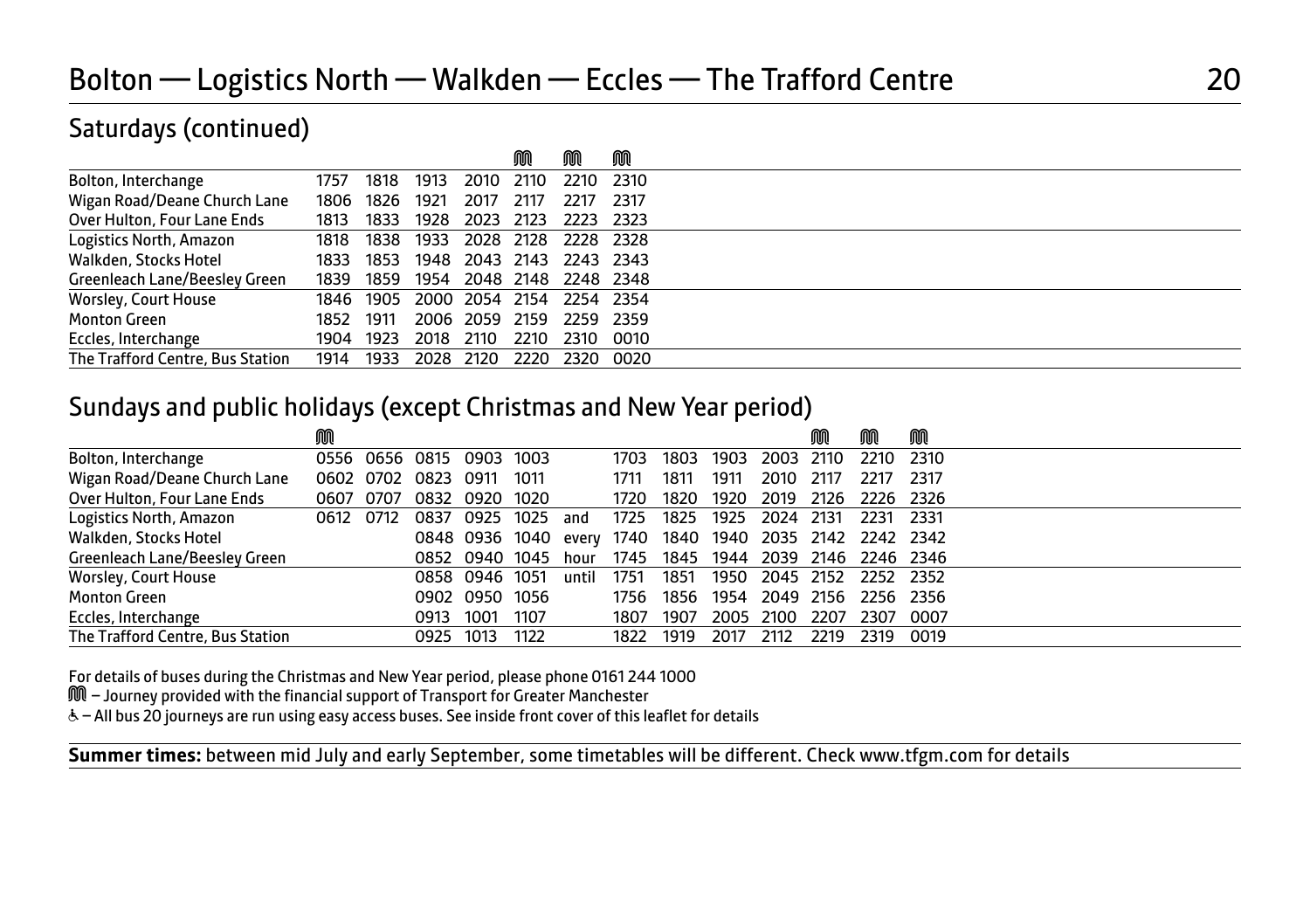# Bolton — Logistics North — Walkden — Eccles — The Trafford Centre

## Saturdays (continued)

| | | | | | M | M | M |
|---|---|---|---|---|---|---|---|
| Bolton, Interchange | 1757 | 1818 | 1913 | 2010 | 2110 | 2210 | 2310 |
| Wigan Road/Deane Church Lane | 1806 | 1826 | 1921 | 2017 | 2117 | 2217 | 2317 |
| Over Hulton, Four Lane Ends | 1813 | 1833 | 1928 | 2023 | 2123 | 2223 | 2323 |
| Logistics North, Amazon | 1818 | 1838 | 1933 | 2028 | 2128 | 2228 | 2328 |
| Walkden, Stocks Hotel | 1833 | 1853 | 1948 | 2043 | 2143 | 2243 | 2343 |
| Greenleach Lane/Beesley Green | 1839 | 1859 | 1954 | 2048 | 2148 | 2248 | 2348 |
| Worsley, Court House | 1846 | 1905 | 2000 | 2054 | 2154 | 2254 | 2354 |
| Monton Green | 1852 | 1911 | 2006 | 2059 | 2159 | 2259 | 2359 |
| Eccles, Interchange | 1904 | 1923 | 2018 | 2110 | 2210 | 2310 | 0010 |
| The Trafford Centre, Bus Station | 1914 | 1933 | 2028 | 2120 | 2220 | 2320 | 0020 |

## Sundays and public holidays (except Christmas and New Year period)

| | M | | | | | | | | | | M | M | M |
|---|---|---|---|---|---|---|---|---|---|---|---|---|---|
| Bolton, Interchange | 0556 | 0656 | 0815 | 0903 | 1003 | | 1703 | 1803 | 1903 | 2003 | 2110 | 2210 | 2310 |
| Wigan Road/Deane Church Lane | 0602 | 0702 | 0823 | 0911 | 1011 | | 1711 | 1811 | 1911 | 2010 | 2117 | 2217 | 2317 |
| Over Hulton, Four Lane Ends | 0607 | 0707 | 0832 | 0920 | 1020 | | 1720 | 1820 | 1920 | 2019 | 2126 | 2226 | 2326 |
| Logistics North, Amazon | 0612 | 0712 | 0837 | 0925 | 1025 | and | 1725 | 1825 | 1925 | 2024 | 2131 | 2231 | 2331 |
| Walkden, Stocks Hotel | | | 0848 | 0936 | 1040 | every | 1740 | 1840 | 1940 | 2035 | 2142 | 2242 | 2342 |
| Greenleach Lane/Beesley Green | | | 0852 | 0940 | 1045 | hour | 1745 | 1845 | 1944 | 2039 | 2146 | 2246 | 2346 |
| Worsley, Court House | | | 0858 | 0946 | 1051 | until | 1751 | 1851 | 1950 | 2045 | 2152 | 2252 | 2352 |
| Monton Green | | | 0902 | 0950 | 1056 | | 1756 | 1856 | 1954 | 2049 | 2156 | 2256 | 2356 |
| Eccles, Interchange | | | 0913 | 1001 | 1107 | | 1807 | 1907 | 2005 | 2100 | 2207 | 2307 | 0007 |
| The Trafford Centre, Bus Station | | | 0925 | 1013 | 1122 | | 1822 | 1919 | 2017 | 2112 | 2219 | 2319 | 0019 |

For details of buses during the Christmas and New Year period, please phone 0161 244 1000

M – Journey provided with the financial support of Transport for Greater Manchester

♿ – All bus 20 journeys are run using easy access buses. See inside front cover of this leaflet for details

**Summer times:** between mid July and early September, some timetables will be different. Check www.tfgm.com for details